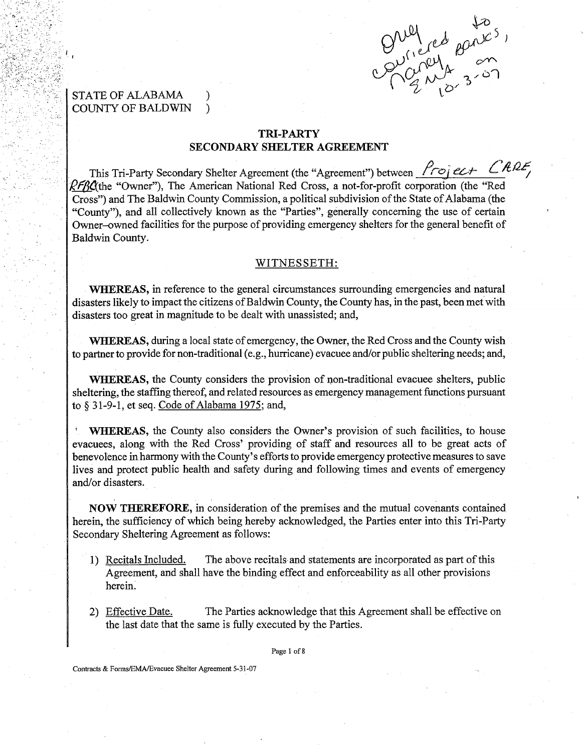Orig to couriered Banks, Nancy on EMA 10-3-07

STATE OF ALABAMA )
COUNTY OF BALDWIN )

## TRI-PARTY SECONDARY SHELTER AGREEMENT

This Tri-Party Secondary Shelter Agreement (the "Agreement") between Project CARE, RFBC (the "Owner"), The American National Red Cross, a not-for-profit corporation (the "Red Cross") and The Baldwin County Commission, a political subdivision of the State of Alabama (the "County"), and all collectively known as the "Parties", generally concerning the use of certain Owner–owned facilities for the purpose of providing emergency shelters for the general benefit of Baldwin County.

WITNESSETH:

**WHEREAS,** in reference to the general circumstances surrounding emergencies and natural disasters likely to impact the citizens of Baldwin County, the County has, in the past, been met with disasters too great in magnitude to be dealt with unassisted; and,

**WHEREAS,** during a local state of emergency, the Owner, the Red Cross and the County wish to partner to provide for non-traditional (e.g., hurricane) evacuee and/or public sheltering needs; and,

**WHEREAS,** the County considers the provision of non-traditional evacuee shelters, public sheltering, the staffing thereof, and related resources as emergency management functions pursuant to § 31-9-1, et seq. Code of Alabama 1975; and,

**WHEREAS,** the County also considers the Owner's provision of such facilities, to house evacuees, along with the Red Cross' providing of staff and resources all to be great acts of benevolence in harmony with the County's efforts to provide emergency protective measures to save lives and protect public health and safety during and following times and events of emergency and/or disasters.

**NOW THEREFORE,** in consideration of the premises and the mutual covenants contained herein, the sufficiency of which being hereby acknowledged, the Parties enter into this Tri-Party Secondary Sheltering Agreement as follows:

1) Recitals Included. The above recitals and statements are incorporated as part of this Agreement, and shall have the binding effect and enforceability as all other provisions herein.

2) Effective Date. The Parties acknowledge that this Agreement shall be effective on the last date that the same is fully executed by the Parties.

Contracts & Forms/EMA/Evacuee Shelter Agreement 5-31-07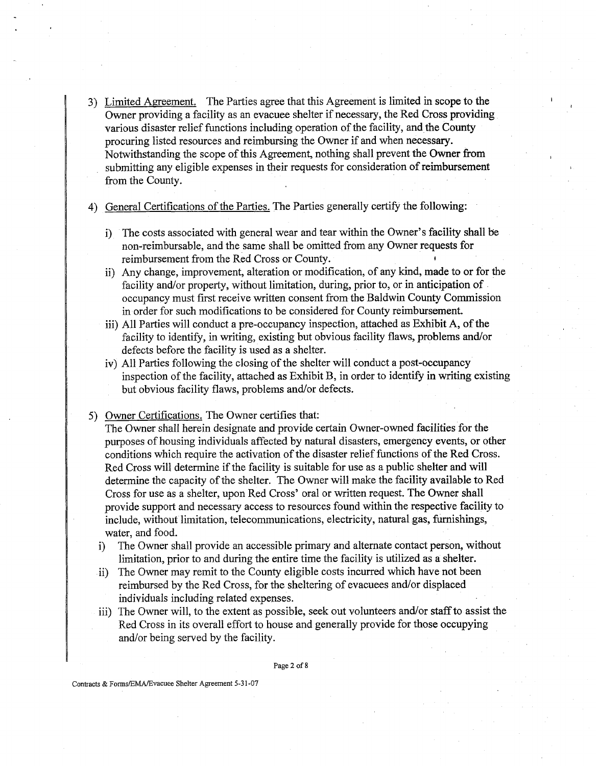3) Limited Agreement. The Parties agree that this Agreement is limited in scope to the Owner providing a facility as an evacuee shelter if necessary, the Red Cross providing various disaster relief functions including operation of the facility, and the County procuring listed resources and reimbursing the Owner if and when necessary. Notwithstanding the scope of this Agreement, nothing shall prevent the Owner from submitting any eligible expenses in their requests for consideration of reimbursement from the County.

4) General Certifications of the Parties. The Parties generally certify the following:

   i) The costs associated with general wear and tear within the Owner's facility shall be non-reimbursable, and the same shall be omitted from any Owner requests for reimbursement from the Red Cross or County.

   ii) Any change, improvement, alteration or modification, of any kind, made to or for the facility and/or property, without limitation, during, prior to, or in anticipation of occupancy must first receive written consent from the Baldwin County Commission in order for such modifications to be considered for County reimbursement.

   iii) All Parties will conduct a pre-occupancy inspection, attached as Exhibit A, of the facility to identify, in writing, existing but obvious facility flaws, problems and/or defects before the facility is used as a shelter.

   iv) All Parties following the closing of the shelter will conduct a post-occupancy inspection of the facility, attached as Exhibit B, in order to identify in writing existing but obvious facility flaws, problems and/or defects.

5) Owner Certifications. The Owner certifies that:

   The Owner shall herein designate and provide certain Owner-owned facilities for the purposes of housing individuals affected by natural disasters, emergency events, or other conditions which require the activation of the disaster relief functions of the Red Cross. Red Cross will determine if the facility is suitable for use as a public shelter and will determine the capacity of the shelter. The Owner will make the facility available to Red Cross for use as a shelter, upon Red Cross' oral or written request. The Owner shall provide support and necessary access to resources found within the respective facility to include, without limitation, telecommunications, electricity, natural gas, furnishings, water, and food.

   i) The Owner shall provide an accessible primary and alternate contact person, without limitation, prior to and during the entire time the facility is utilized as a shelter.

   ii) The Owner may remit to the County eligible costs incurred which have not been reimbursed by the Red Cross, for the sheltering of evacuees and/or displaced individuals including related expenses.

   iii) The Owner will, to the extent as possible, seek out volunteers and/or staff to assist the Red Cross in its overall effort to house and generally provide for those occupying and/or being served by the facility.

Contracts & Forms/EMA/Evacuee Shelter Agreement 5-31-07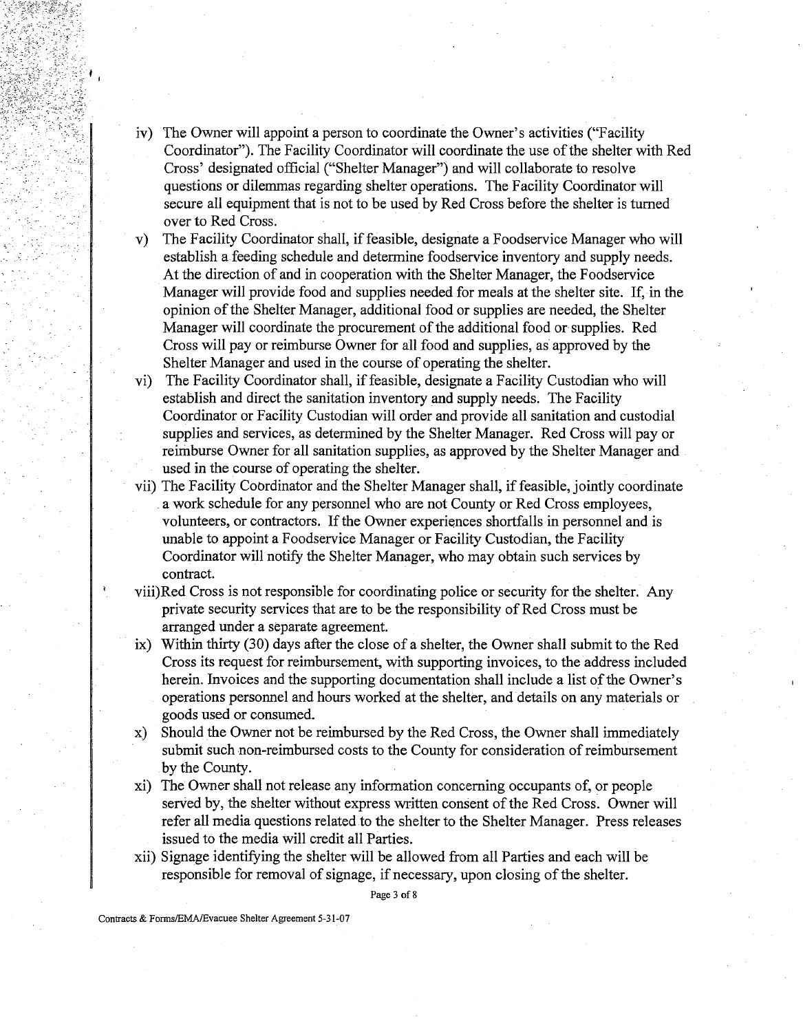iv) The Owner will appoint a person to coordinate the Owner's activities ("Facility Coordinator"). The Facility Coordinator will coordinate the use of the shelter with Red Cross' designated official ("Shelter Manager") and will collaborate to resolve questions or dilemmas regarding shelter operations. The Facility Coordinator will secure all equipment that is not to be used by Red Cross before the shelter is turned over to Red Cross.

v) The Facility Coordinator shall, if feasible, designate a Foodservice Manager who will establish a feeding schedule and determine foodservice inventory and supply needs. At the direction of and in cooperation with the Shelter Manager, the Foodservice Manager will provide food and supplies needed for meals at the shelter site. If, in the opinion of the Shelter Manager, additional food or supplies are needed, the Shelter Manager will coordinate the procurement of the additional food or supplies. Red Cross will pay or reimburse Owner for all food and supplies, as approved by the Shelter Manager and used in the course of operating the shelter.

vi) The Facility Coordinator shall, if feasible, designate a Facility Custodian who will establish and direct the sanitation inventory and supply needs. The Facility Coordinator or Facility Custodian will order and provide all sanitation and custodial supplies and services, as determined by the Shelter Manager. Red Cross will pay or reimburse Owner for all sanitation supplies, as approved by the Shelter Manager and used in the course of operating the shelter.

vii) The Facility Coordinator and the Shelter Manager shall, if feasible, jointly coordinate a work schedule for any personnel who are not County or Red Cross employees, volunteers, or contractors. If the Owner experiences shortfalls in personnel and is unable to appoint a Foodservice Manager or Facility Custodian, the Facility Coordinator will notify the Shelter Manager, who may obtain such services by contract.

viii) Red Cross is not responsible for coordinating police or security for the shelter. Any private security services that are to be the responsibility of Red Cross must be arranged under a separate agreement.

ix) Within thirty (30) days after the close of a shelter, the Owner shall submit to the Red Cross its request for reimbursement, with supporting invoices, to the address included herein. Invoices and the supporting documentation shall include a list of the Owner's operations personnel and hours worked at the shelter, and details on any materials or goods used or consumed.

x) Should the Owner not be reimbursed by the Red Cross, the Owner shall immediately submit such non-reimbursed costs to the County for consideration of reimbursement by the County.

xi) The Owner shall not release any information concerning occupants of, or people served by, the shelter without express written consent of the Red Cross. Owner will refer all media questions related to the shelter to the Shelter Manager. Press releases issued to the media will credit all Parties.

xii) Signage identifying the shelter will be allowed from all Parties and each will be responsible for removal of signage, if necessary, upon closing of the shelter.

Contracts & Forms/EMA/Evacuee Shelter Agreement 5-31-07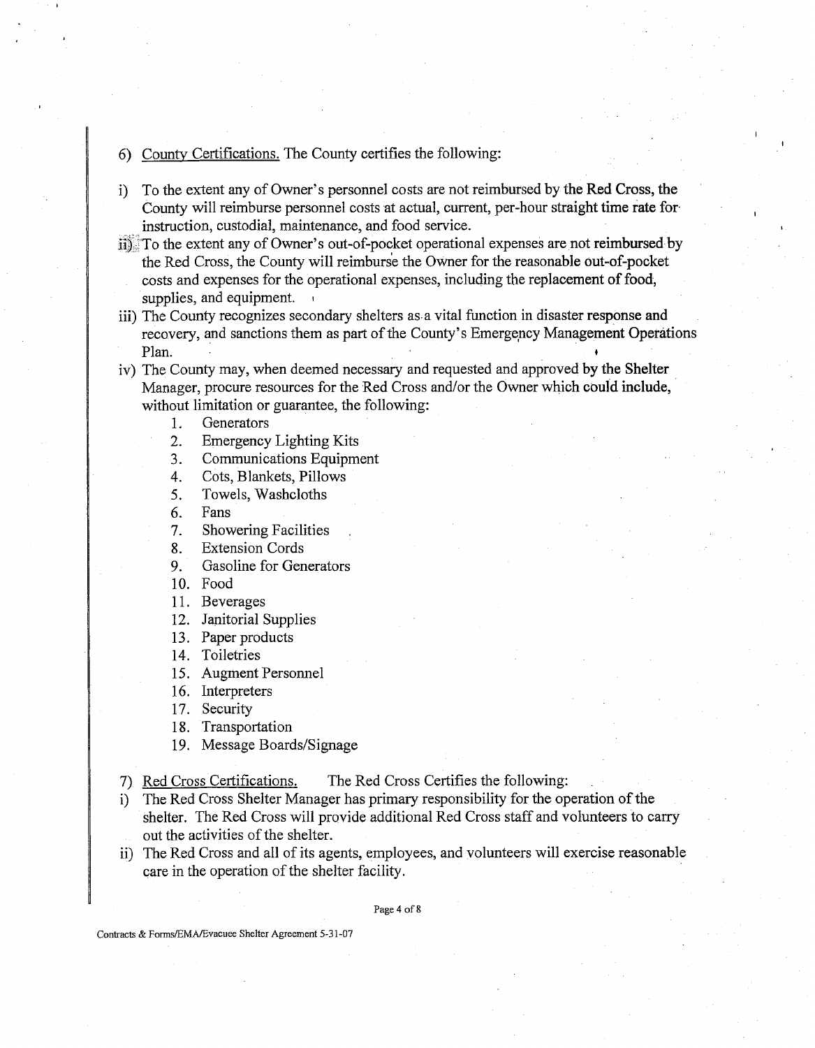6) <u>County Certifications.</u> The County certifies the following:

i) To the extent any of Owner's personnel costs are not reimbursed by the Red Cross, the County will reimburse personnel costs at actual, current, per-hour straight time rate for instruction, custodial, maintenance, and food service.

ii) To the extent any of Owner's out-of-pocket operational expenses are not reimbursed by the Red Cross, the County will reimburse the Owner for the reasonable out-of-pocket costs and expenses for the operational expenses, including the replacement of food, supplies, and equipment.

iii) The County recognizes secondary shelters as a vital function in disaster response and recovery, and sanctions them as part of the County's Emergency Management Operations Plan.

iv) The County may, when deemed necessary and requested and approved by the Shelter Manager, procure resources for the Red Cross and/or the Owner which could include, without limitation or guarantee, the following:

   1. Generators
   2. Emergency Lighting Kits
   3. Communications Equipment
   4. Cots, Blankets, Pillows
   5. Towels, Washcloths
   6. Fans
   7. Showering Facilities
   8. Extension Cords
   9. Gasoline for Generators
   10. Food
   11. Beverages
   12. Janitorial Supplies
   13. Paper products
   14. Toiletries
   15. Augment Personnel
   16. Interpreters
   17. Security
   18. Transportation
   19. Message Boards/Signage

7) <u>Red Cross Certifications.</u> The Red Cross Certifies the following:

i) The Red Cross Shelter Manager has primary responsibility for the operation of the shelter. The Red Cross will provide additional Red Cross staff and volunteers to carry out the activities of the shelter.

ii) The Red Cross and all of its agents, employees, and volunteers will exercise reasonable care in the operation of the shelter facility.

Contracts & Forms/EMA/Evacuee Shelter Agreement 5-31-07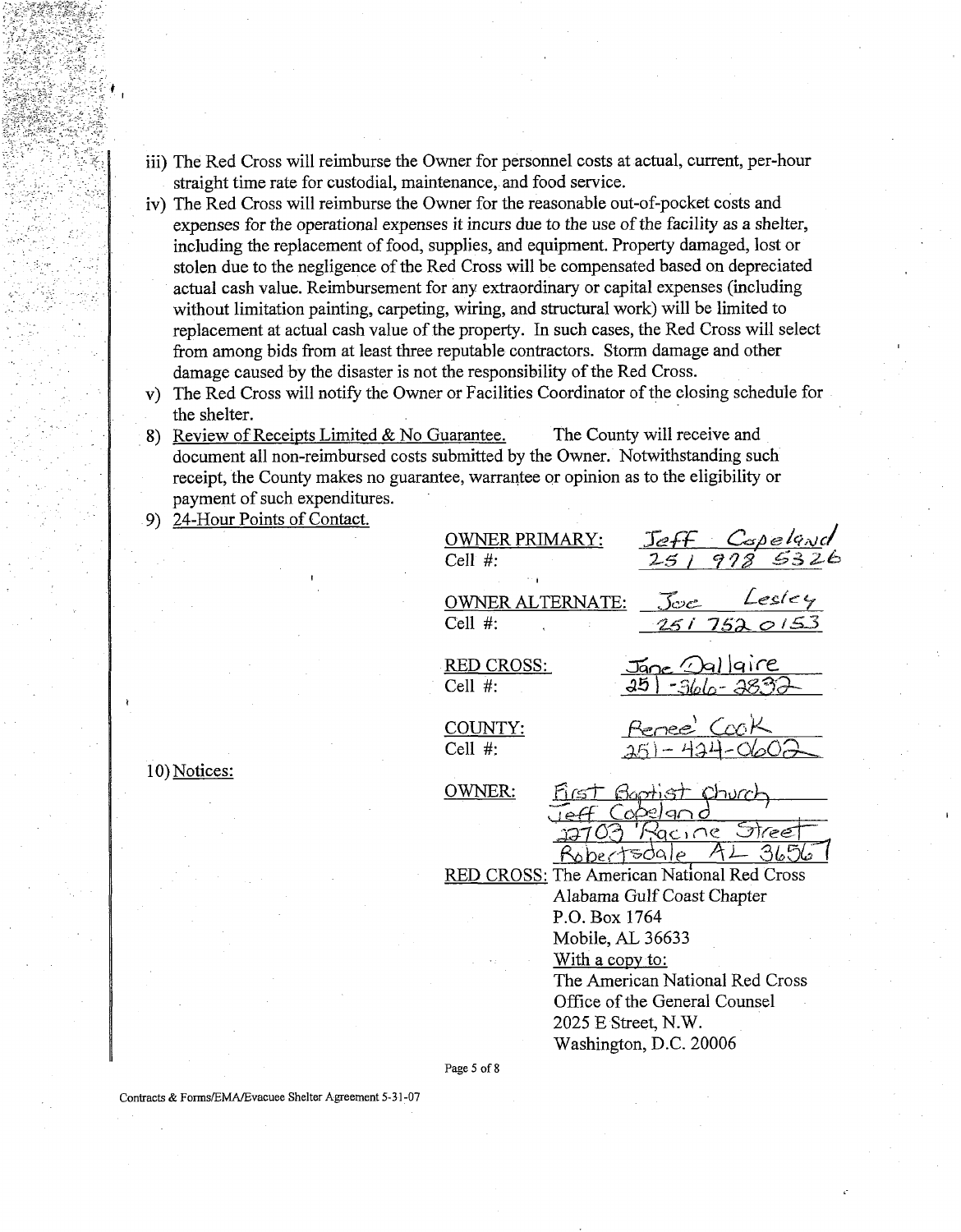iii) The Red Cross will reimburse the Owner for personnel costs at actual, current, per-hour straight time rate for custodial, maintenance, and food service.

iv) The Red Cross will reimburse the Owner for the reasonable out-of-pocket costs and expenses for the operational expenses it incurs due to the use of the facility as a shelter, including the replacement of food, supplies, and equipment. Property damaged, lost or stolen due to the negligence of the Red Cross will be compensated based on depreciated actual cash value. Reimbursement for any extraordinary or capital expenses (including without limitation painting, carpeting, wiring, and structural work) will be limited to replacement at actual cash value of the property. In such cases, the Red Cross will select from among bids from at least three reputable contractors. Storm damage and other damage caused by the disaster is not the responsibility of the Red Cross.

v) The Red Cross will notify the Owner or Facilities Coordinator of the closing schedule for the shelter.

8) <u>Review of Receipts Limited & No Guarantee.</u> The County will receive and document all non-reimbursed costs submitted by the Owner. Notwithstanding such receipt, the County makes no guarantee, warrantee or opinion as to the eligibility or payment of such expenditures.

9) <u>24-Hour Points of Contact.</u>

<u>OWNER PRIMARY:</u> Jeff Copeland
Cell #: 251 978 5326

<u>OWNER ALTERNATE:</u> Joe Lesley
Cell #: 251 752 0153

<u>RED CROSS:</u> Jane Dallaire
Cell #: 251-366-2832

<u>COUNTY:</u> Renee' Cook
Cell #: 251-424-0602

10) <u>Notices:</u>

<u>OWNER:</u> First Baptist Church
Jeff Copeland
22703 Racine Street
Robertsdale AL 36567

<u>RED CROSS:</u> The American National Red Cross
Alabama Gulf Coast Chapter
P.O. Box 1764
Mobile, AL 36633
<u>With a copy to:</u>
The American National Red Cross
Office of the General Counsel
2025 E Street, N.W.
Washington, D.C. 20006

Contracts & Forms/EMA/Evacuee Shelter Agreement 5-31-07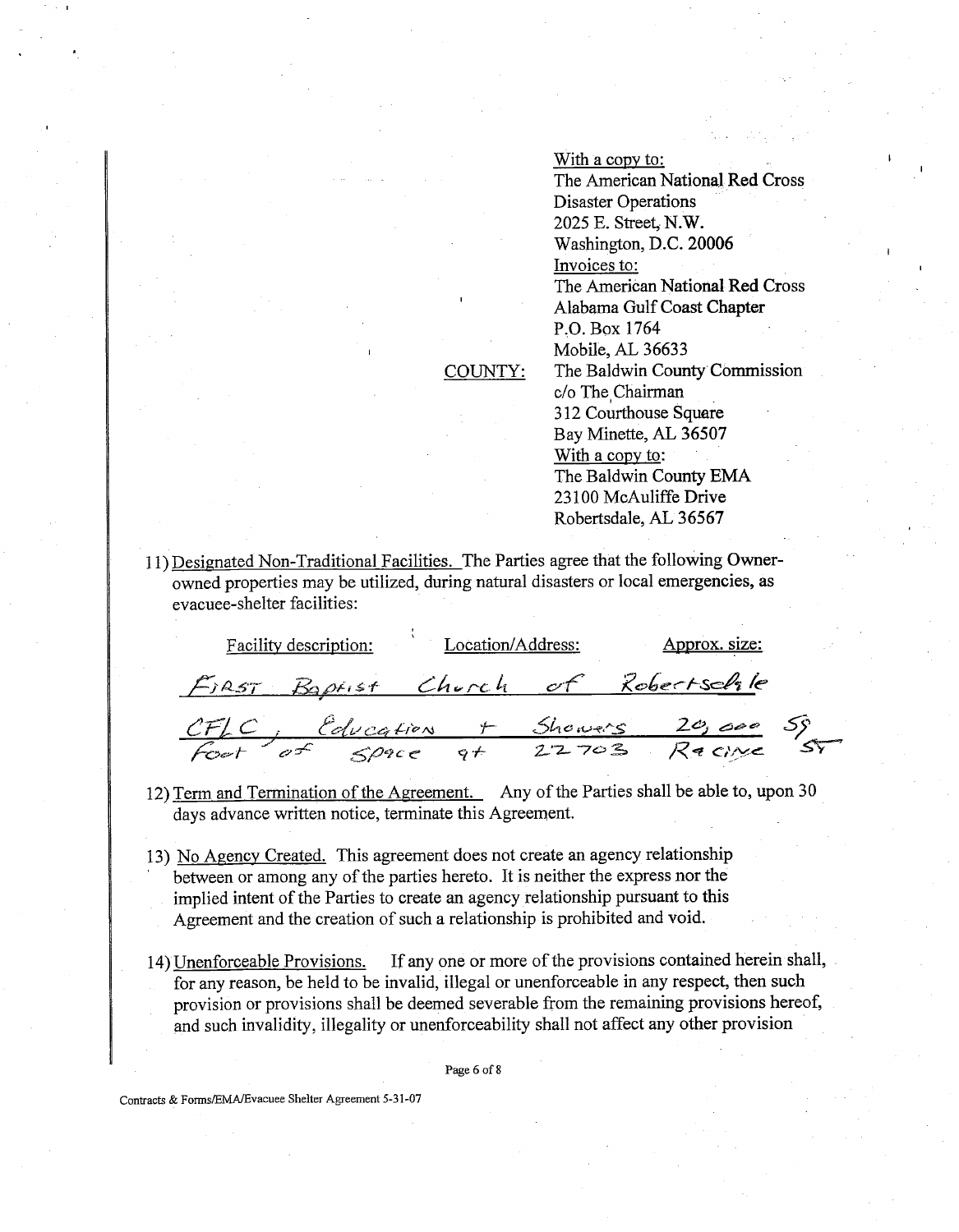With a copy to:
The American National Red Cross
Disaster Operations
2025 E. Street, N.W.
Washington, D.C. 20006

Invoices to:
The American National Red Cross
Alabama Gulf Coast Chapter
P.O. Box 1764
Mobile, AL 36633

COUNTY: The Baldwin County Commission
c/o The Chairman
312 Courthouse Square
Bay Minette, AL 36507

With a copy to:
The Baldwin County EMA
23100 McAuliffe Drive
Robertsdale, AL 36567

11) Designated Non-Traditional Facilities. The Parties agree that the following Owner-owned properties may be utilized, during natural disasters or local emergencies, as evacuee-shelter facilities:

| Facility description: | Location/Address: | Approx. size: |
|---|---|---|
| First Baptist Church of Robertsdale | | |
| CFLC, Education + Showers | | 20,000 SQ |
| Foot of space at 22703 Racine St | | |

12) Term and Termination of the Agreement. Any of the Parties shall be able to, upon 30 days advance written notice, terminate this Agreement.

13) No Agency Created. This agreement does not create an agency relationship between or among any of the parties hereto. It is neither the express nor the implied intent of the Parties to create an agency relationship pursuant to this Agreement and the creation of such a relationship is prohibited and void.

14) Unenforceable Provisions. If any one or more of the provisions contained herein shall, for any reason, be held to be invalid, illegal or unenforceable in any respect, then such provision or provisions shall be deemed severable from the remaining provisions hereof, and such invalidity, illegality or unenforceability shall not affect any other provision

Contracts & Forms/EMA/Evacuee Shelter Agreement 5-31-07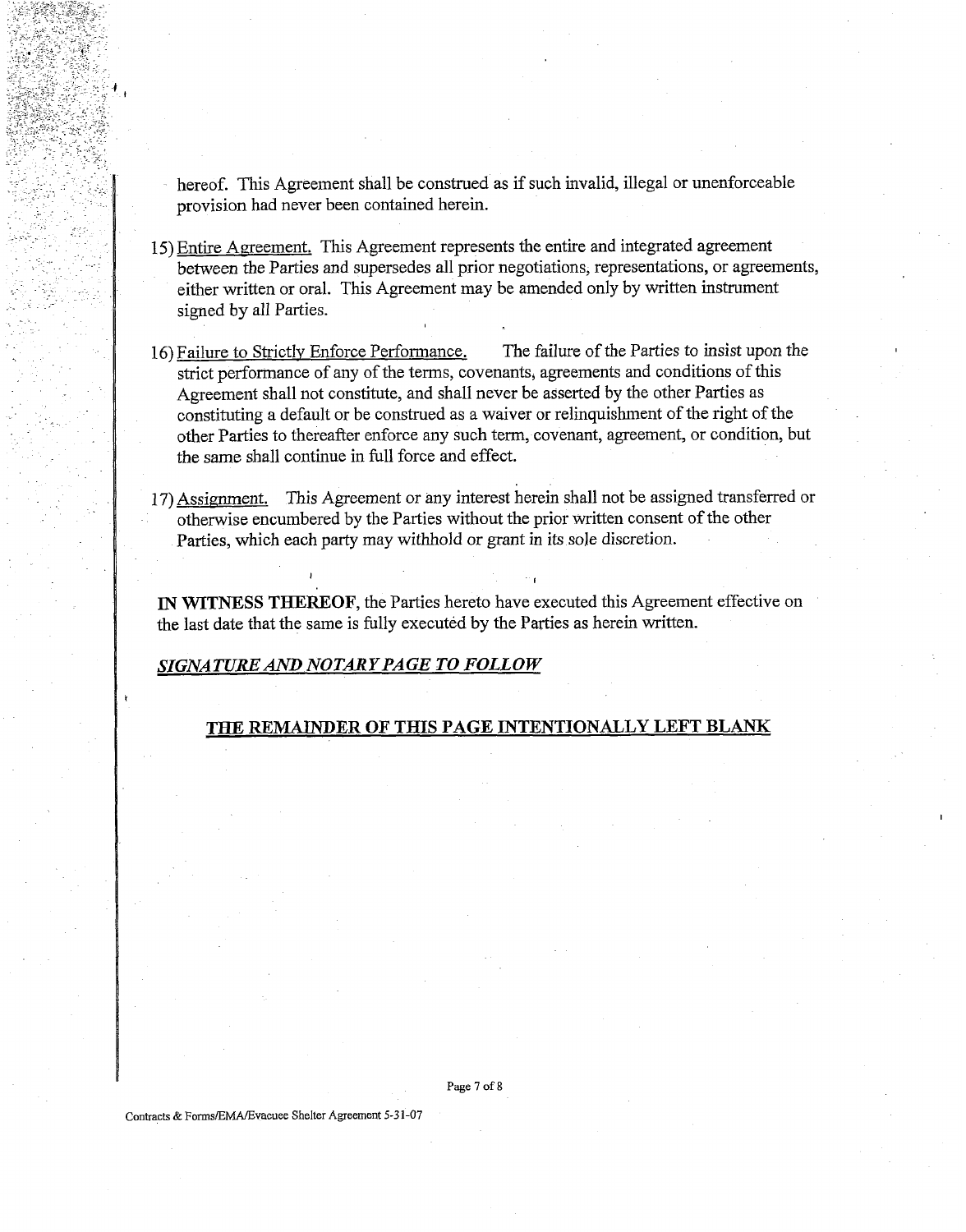hereof. This Agreement shall be construed as if such invalid, illegal or unenforceable provision had never been contained herein.

15) Entire Agreement. This Agreement represents the entire and integrated agreement between the Parties and supersedes all prior negotiations, representations, or agreements, either written or oral. This Agreement may be amended only by written instrument signed by all Parties.

16) Failure to Strictly Enforce Performance. The failure of the Parties to insist upon the strict performance of any of the terms, covenants, agreements and conditions of this Agreement shall not constitute, and shall never be asserted by the other Parties as constituting a default or be construed as a waiver or relinquishment of the right of the other Parties to thereafter enforce any such term, covenant, agreement, or condition, but the same shall continue in full force and effect.

17) Assignment. This Agreement or any interest herein shall not be assigned transferred or otherwise encumbered by the Parties without the prior written consent of the other Parties, which each party may withhold or grant in its sole discretion.

**IN WITNESS THEREOF**, the Parties hereto have executed this Agreement effective on the last date that the same is fully executed by the Parties as herein written.

***SIGNATURE AND NOTARY PAGE TO FOLLOW***

**THE REMAINDER OF THIS PAGE INTENTIONALLY LEFT BLANK**

Contracts & Forms/EMA/Evacuee Shelter Agreement 5-31-07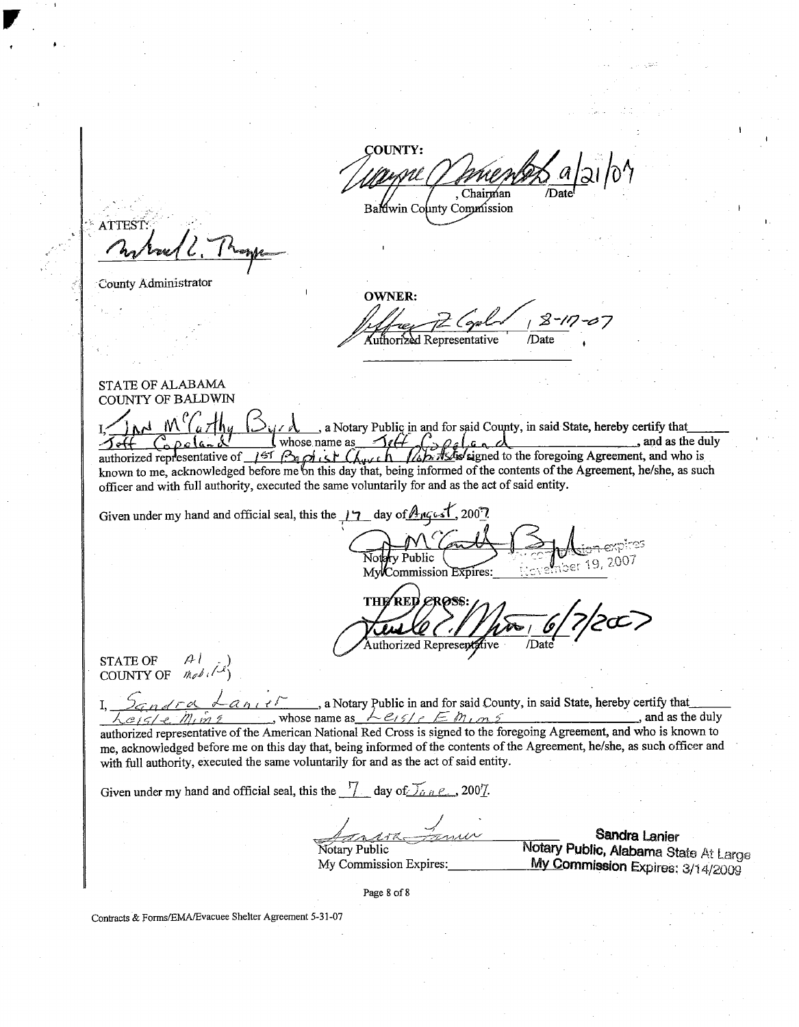**COUNTY:**

Wayne Gruenloh 9/21/07

, Chairman /Date

Baldwin County Commission

ATTEST:

Michael L. Thompson

County Administrator

**OWNER:**

Jeffrey R. Copeland, 8-17-07

Authorized Representative /Date

STATE OF ALABAMA
COUNTY OF BALDWIN

I, Jan McCarthy Byrd, a Notary Public in and for said County, in said State, hereby certify that Jeff Copeland whose name as Jeff Copeland, and as the duly authorized representative of 1st Baptist Church Robertsdale signed to the foregoing Agreement, and who is known to me, acknowledged before me on this day that, being informed of the contents of the Agreement, he/she, as such officer and with full authority, executed the same voluntarily for and as the act of said entity.

Given under my hand and official seal, this the 17 day of August, 2007

Jan McCarthy Byrd
Notary Public
My Commission Expires: My commission expires November 19, 2007

**THE RED CROSS:**

Leisle E. Mims, 6/7/2007

Authorized Representative /Date

STATE OF Al
COUNTY OF Mobile

I, Sandra Lanier, a Notary Public in and for said County, in said State, hereby certify that Leisle Mims, whose name as Leisle E Mims, and as the duly authorized representative of the American National Red Cross is signed to the foregoing Agreement, and who is known to me, acknowledged before me on this day that, being informed of the contents of the Agreement, he/she, as such officer and with full authority, executed the same voluntarily for and as the act of said entity.

Given under my hand and official seal, this the 7 day of June, 2007.

Sandra Lanier
Notary Public
My Commission Expires:

**Sandra Lanier**
**Notary Public, Alabama State At Large**
**My Commission Expires: 3/14/2009**

Contracts & Forms/EMA/Evacuee Shelter Agreement 5-31-07